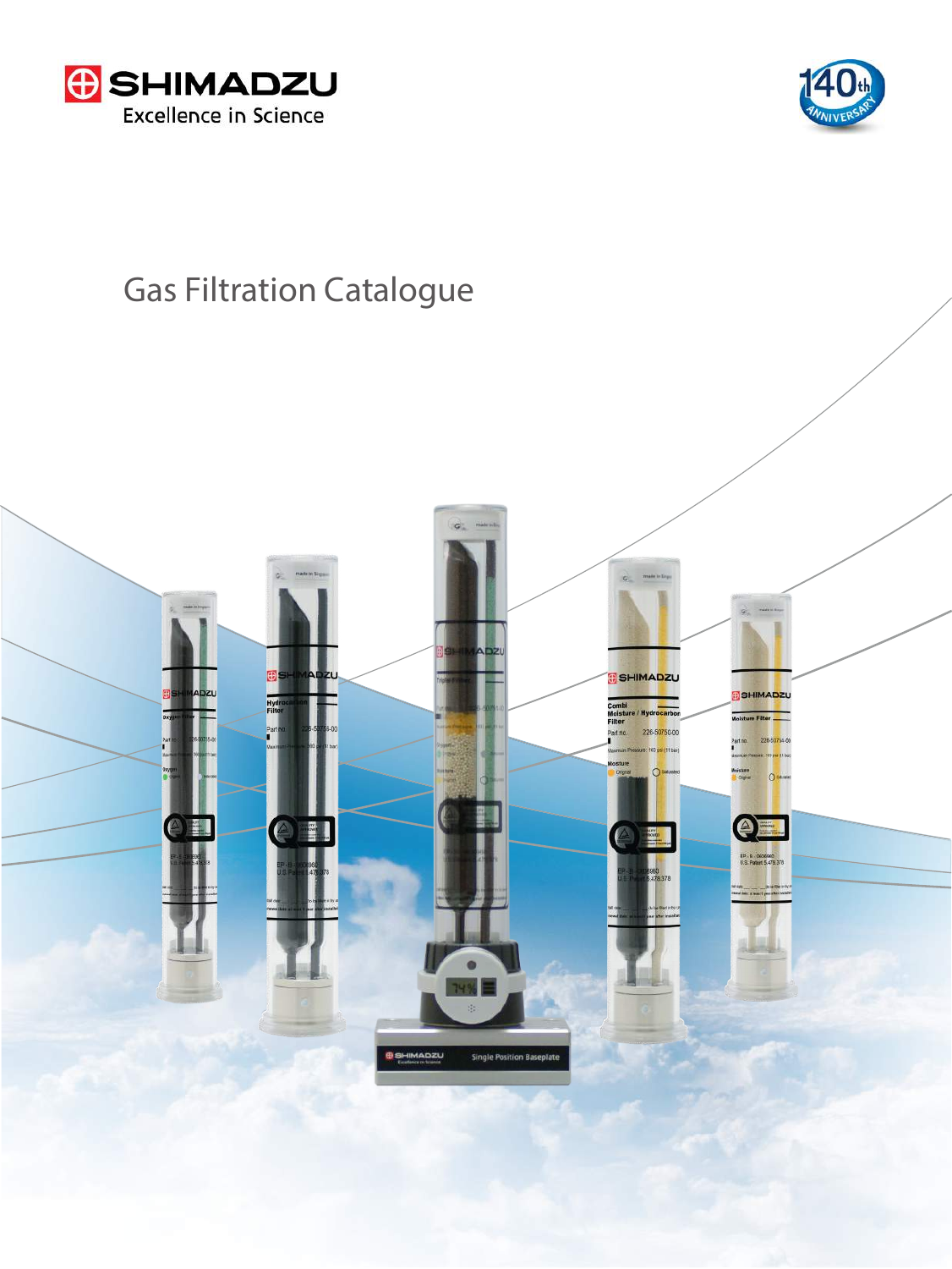SHIMADZU

Excellence in Science

140th ANNIVERSARY

# Gas Filtration Catalogue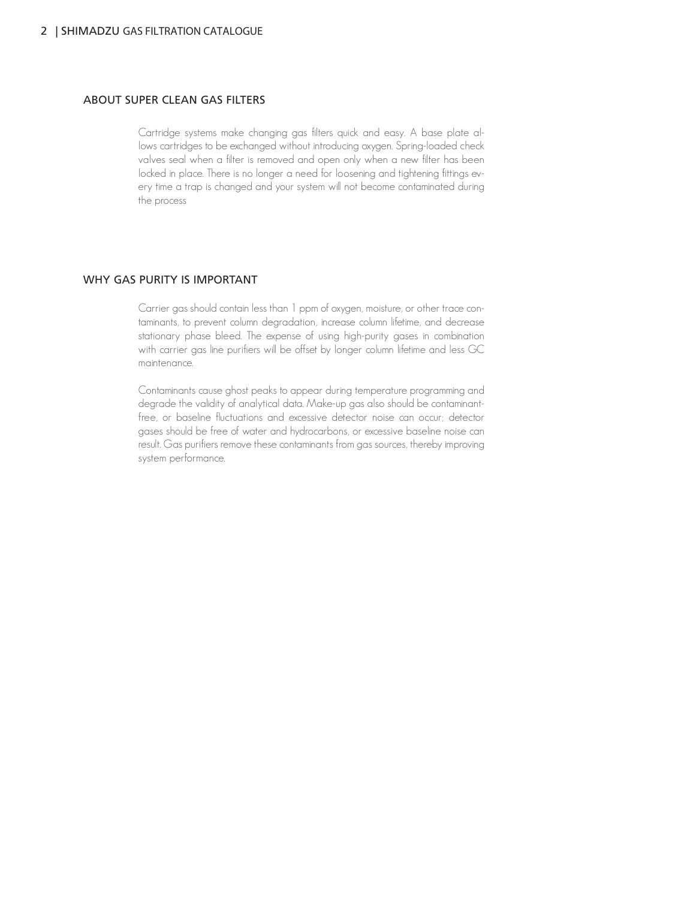## ABOUT SUPER CLEAN GAS FILTERS

Cartridge systems make changing gas filters quick and easy. A base plate allows cartridges to be exchanged without introducing oxygen. Spring-loaded check valves seal when a filter is removed and open only when a new filter has been locked in place. There is no longer a need for loosening and tightening fittings every time a trap is changed and your system will not become contaminated during the process

## WHY GAS PURITY IS IMPORTANT

Carrier gas should contain less than 1 ppm of oxygen, moisture, or other trace contaminants, to prevent column degradation, increase column lifetime, and decrease stationary phase bleed. The expense of using high-purity gases in combination with carrier gas line purifiers will be offset by longer column lifetime and less GC maintenance.

Contaminants cause ghost peaks to appear during temperature programming and degrade the validity of analytical data. Make-up gas also should be contaminant-free, or baseline fluctuations and excessive detector noise can occur; detector gases should be free of water and hydrocarbons, or excessive baseline noise can result. Gas purifiers remove these contaminants from gas sources, thereby improving system performance.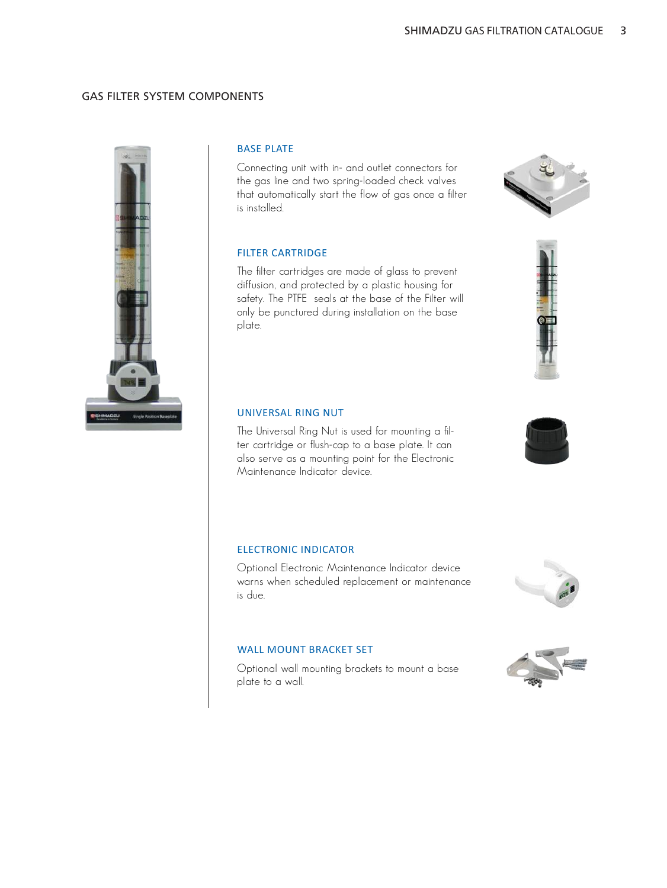## GAS FILTER SYSTEM COMPONENTS

### BASE PLATE

Connecting unit with in- and outlet connectors for the gas line and two spring-loaded check valves that automatically start the flow of gas once a filter is installed.

### FILTER CARTRIDGE

The filter cartridges are made of glass to prevent diffusion, and protected by a plastic housing for safety. The PTFE seals at the base of the Filter will only be punctured during installation on the base plate.

### UNIVERSAL RING NUT

The Universal Ring Nut is used for mounting a filter cartridge or flush-cap to a base plate. It can also serve as a mounting point for the Electronic Maintenance Indicator device.

### ELECTRONIC INDICATOR

Optional Electronic Maintenance Indicator device warns when scheduled replacement or maintenance is due.

### WALL MOUNT BRACKET SET

Optional wall mounting brackets to mount a base plate to a wall.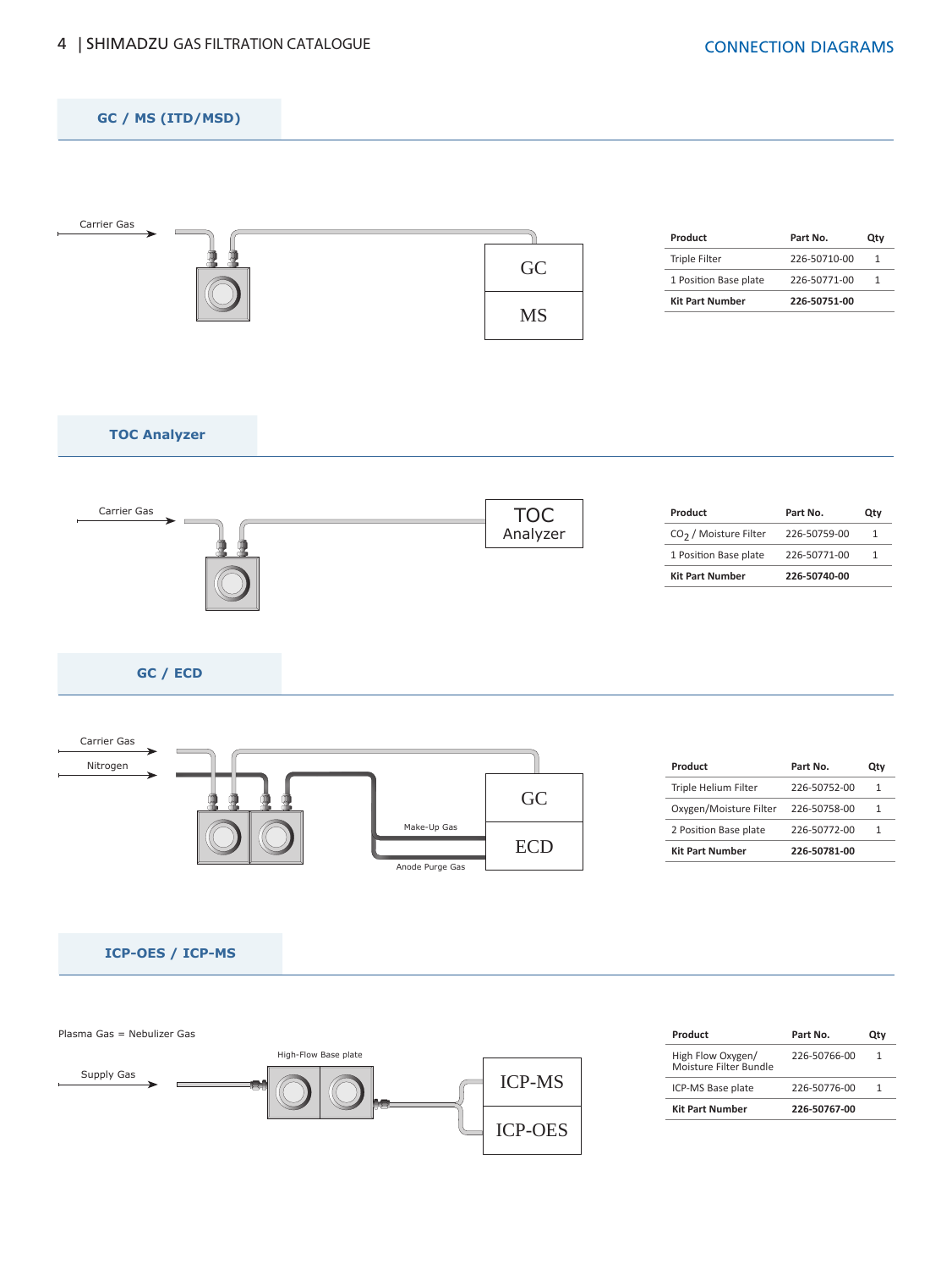## CONNECTION DIAGRAMS

### GC / MS (ITD/MSD)

Carrier Gas

GC

MS

| Product | Part No. | Qty |
|---|---|---|
| Triple Filter | 226-50710-00 | 1 |
| 1 Position Base plate | 226-50771-00 | 1 |
| **Kit Part Number** | **226-50751-00** | |

### TOC Analyzer

Carrier Gas

TOC Analyzer

| Product | Part No. | Qty |
|---|---|---|
| $CO_2$ / Moisture Filter | 226-50759-00 | 1 |
| 1 Position Base plate | 226-50771-00 | 1 |
| **Kit Part Number** | **226-50740-00** | |

### GC / ECD

Carrier Gas

Nitrogen

Make-Up Gas

Anode Purge Gas

GC

ECD

| Product | Part No. | Qty |
|---|---|---|
| Triple Helium Filter | 226-50752-00 | 1 |
| Oxygen/Moisture Filter | 226-50758-00 | 1 |
| 2 Position Base plate | 226-50772-00 | 1 |
| **Kit Part Number** | **226-50781-00** | |

### ICP-OES / ICP-MS

Plasma Gas = Nebulizer Gas

Supply Gas

High-Flow Base plate

ICP-MS

ICP-OES

| Product | Part No. | Qty |
|---|---|---|
| High Flow Oxygen/ Moisture Filter Bundle | 226-50766-00 | 1 |
| ICP-MS Base plate | 226-50776-00 | 1 |
| **Kit Part Number** | **226-50767-00** | |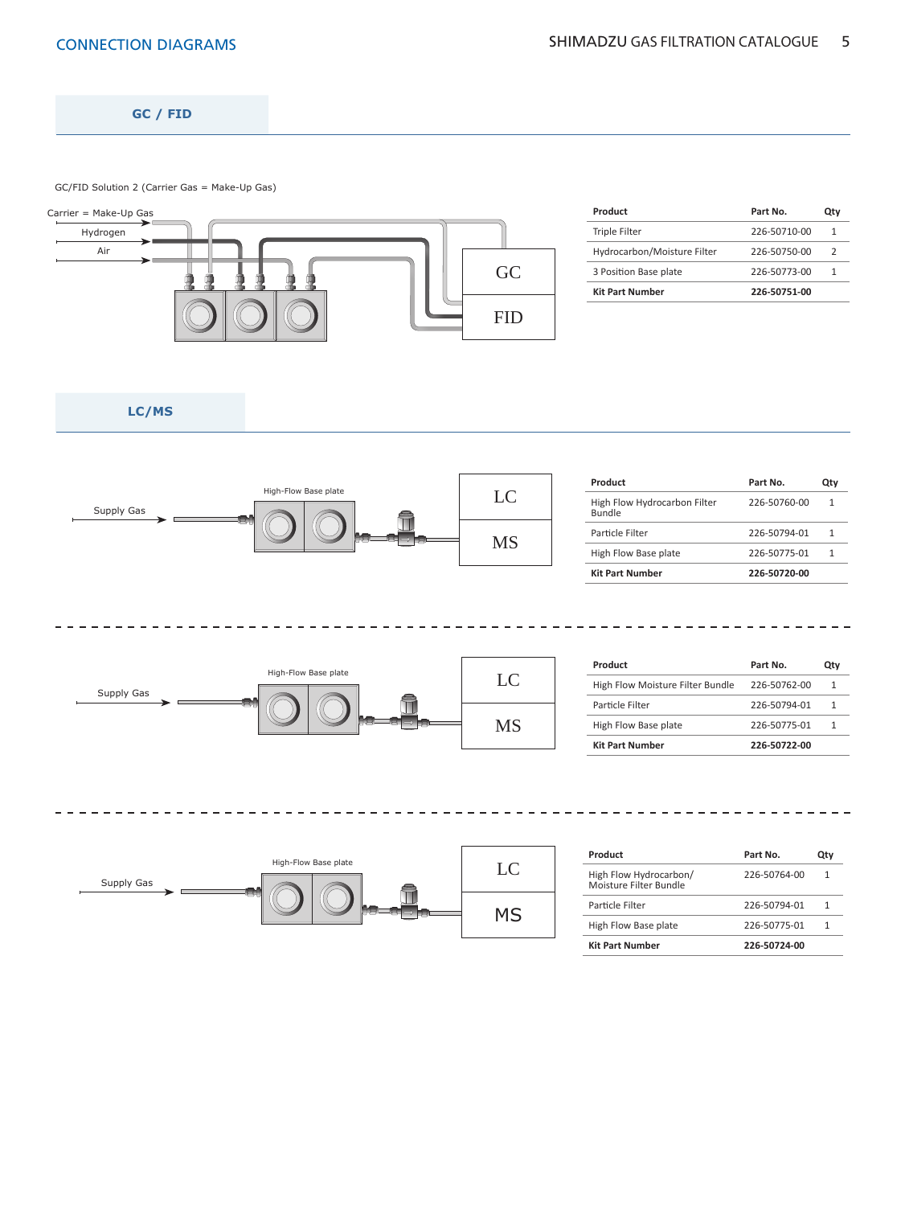# CONNECTION DIAGRAMS

## GC / FID

GC/FID Solution 2 (Carrier Gas = Make-Up Gas)

Carrier = Make-Up Gas

Hydrogen

Air

GC

FID

| Product | Part No. | Qty |
|---|---|---|
| Triple Filter | 226-50710-00 | 1 |
| Hydrocarbon/Moisture Filter | 226-50750-00 | 2 |
| 3 Position Base plate | 226-50773-00 | 1 |
| **Kit Part Number** | **226-50751-00** | |

## LC/MS

Supply Gas

High-Flow Base plate

LC

MS

| Product | Part No. | Qty |
|---|---|---|
| High Flow Hydrocarbon Filter Bundle | 226-50760-00 | 1 |
| Particle Filter | 226-50794-01 | 1 |
| High Flow Base plate | 226-50775-01 | 1 |
| **Kit Part Number** | **226-50720-00** | |

---

Supply Gas

High-Flow Base plate

LC

MS

| Product | Part No. | Qty |
|---|---|---|
| High Flow Moisture Filter Bundle | 226-50762-00 | 1 |
| Particle Filter | 226-50794-01 | 1 |
| High Flow Base plate | 226-50775-01 | 1 |
| **Kit Part Number** | **226-50722-00** | |

---

Supply Gas

High-Flow Base plate

LC

MS

| Product | Part No. | Qty |
|---|---|---|
| High Flow Hydrocarbon/ Moisture Filter Bundle | 226-50764-00 | 1 |
| Particle Filter | 226-50794-01 | 1 |
| High Flow Base plate | 226-50775-01 | 1 |
| **Kit Part Number** | **226-50724-00** | |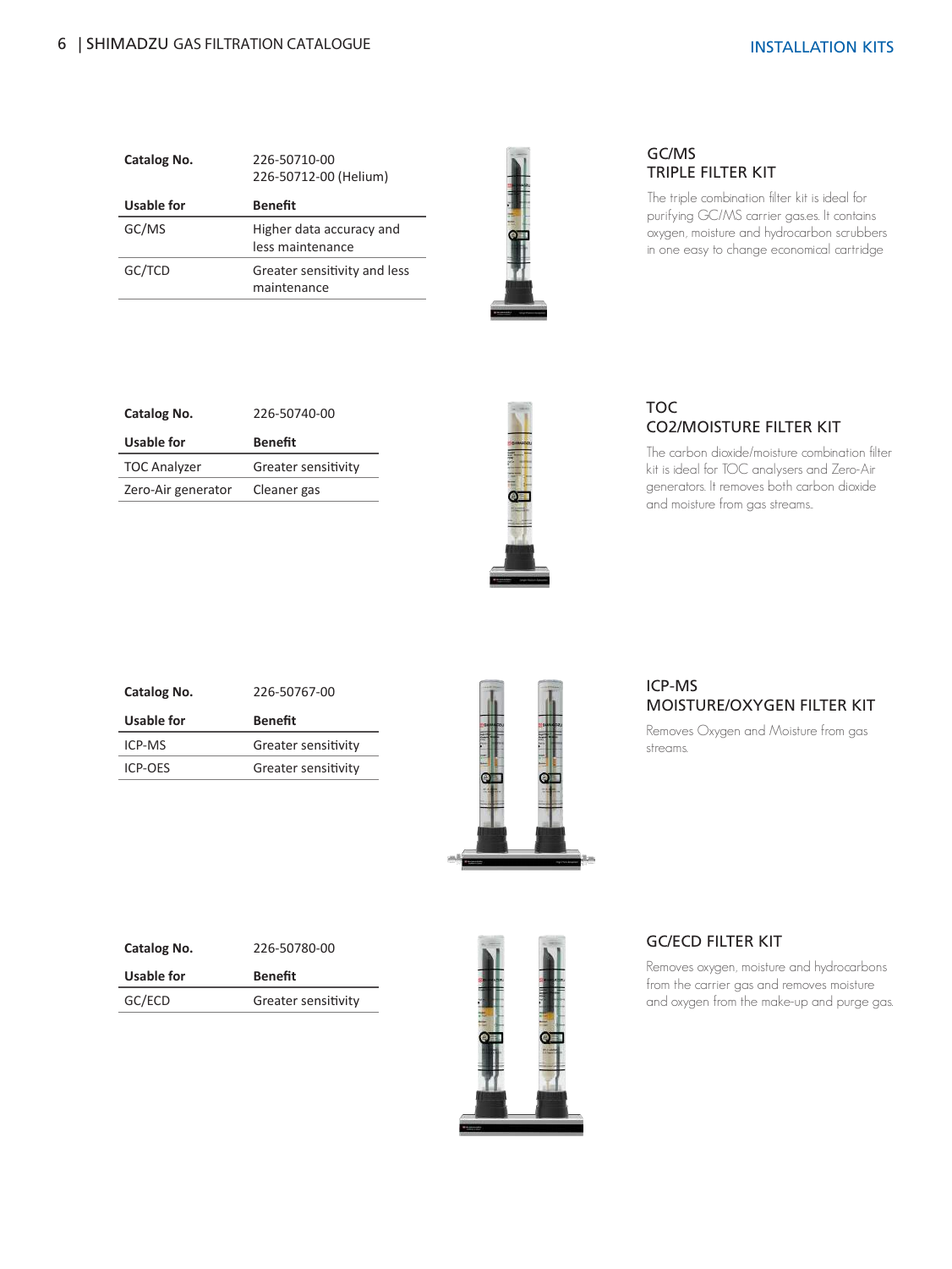## GC/MS TRIPLE FILTER KIT

The triple combination filter kit is ideal for purifying GC/MS carrier gas.es. It contains oxygen, moisture and hydrocarbon scrubbers in one easy to change economical cartridge

| Catalog No. | 226-50710-00<br>226-50712-00 (Helium) |
|---|---|
| **Usable for** | **Benefit** |
| GC/MS | Higher data accuracy and less maintenance |
| GC/TCD | Greater sensitivity and less maintenance |

## TOC CO2/MOISTURE FILTER KIT

The carbon dioxide/moisture combination filter kit is ideal for TOC analysers and Zero-Air generators. It removes both carbon dioxide and moisture from gas streams.

| Catalog No. | 226-50740-00 |
|---|---|
| **Usable for** | **Benefit** |
| TOC Analyzer | Greater sensitivity |
| Zero-Air generator | Cleaner gas |

## ICP-MS MOISTURE/OXYGEN FILTER KIT

Removes Oxygen and Moisture from gas streams.

| Catalog No. | 226-50767-00 |
|---|---|
| **Usable for** | **Benefit** |
| ICP-MS | Greater sensitivity |
| ICP-OES | Greater sensitivity |

## GC/ECD FILTER KIT

Removes oxygen, moisture and hydrocarbons from the carrier gas and removes moisture and oxygen from the make-up and purge gas.

| Catalog No. | 226-50780-00 |
|---|---|
| **Usable for** | **Benefit** |
| GC/ECD | Greater sensitivity |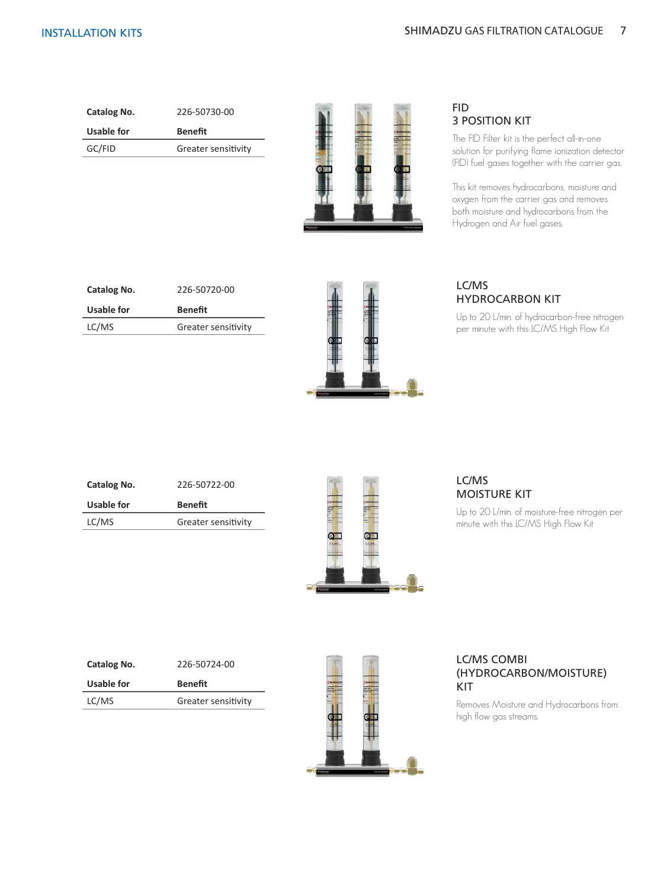## INSTALLATION KITS

| Catalog No. | 226-50730-00 |
| --- | --- |
| **Usable for** | **Benefit** |
| GC/FID | Greater sensitivity |

### FID 3 POSITION KIT

The FID Filter kit is the perfect all-in-one solution for purifying flame ionization detector (FID) fuel gases together with the carrier gas.

This kit removes hydrocarbons, moisture and oxygen from the carrier gas and removes both moisture and hydrocarbons from the Hydrogen and Air fuel gases.

| Catalog No. | 226-50720-00 |
| --- | --- |
| **Usable for** | **Benefit** |
| LC/MS | Greater sensitivity |

### LC/MS HYDROCARBON KIT

Up to 20 L/min. of hydrocarbon-free nitrogen per minute with this LC/MS High Flow Kit

| Catalog No. | 226-50722-00 |
| --- | --- |
| **Usable for** | **Benefit** |
| LC/MS | Greater sensitivity |

### LC/MS MOISTURE KIT

Up to 20 L/min. of moisture-free nitrogen per minute with this LC/MS High Flow Kit

| Catalog No. | 226-50724-00 |
| --- | --- |
| **Usable for** | **Benefit** |
| LC/MS | Greater sensitivity |

### LC/MS COMBI (HYDROCARBON/MOISTURE) KIT

Removes Moisture and Hydrocarbons from high flow gas streams.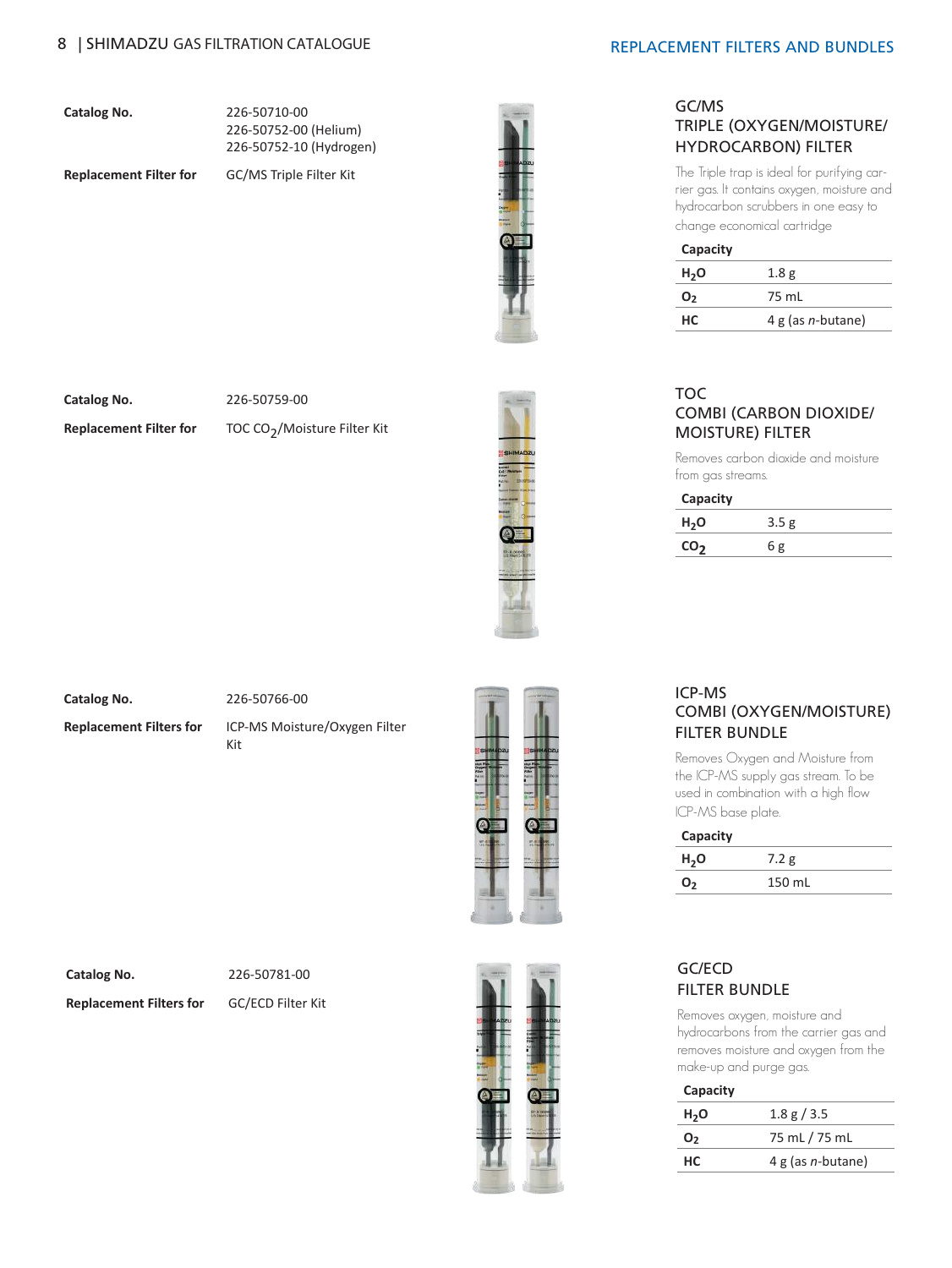# REPLACEMENT FILTERS AND BUNDLES

## GC/MS TRIPLE (OXYGEN/MOISTURE/ HYDROCARBON) FILTER

**Catalog No.** 226-50710-00
226-50752-00 (Helium)
226-50752-10 (Hydrogen)

**Replacement Filter for** GC/MS Triple Filter Kit

The Triple trap is ideal for purifying carrier gas. It contains oxygen, moisture and hydrocarbon scrubbers in one easy to change economical cartridge

| Capacity | |
|---|---|
| $H_2O$ | 1.8 g |
| $O_2$ | 75 mL |
| HC | 4 g (as *n*-butane) |

## TOC COMBI (CARBON DIOXIDE/ MOISTURE) FILTER

**Catalog No.** 226-50759-00

**Replacement Filter for** TOC $CO_2$/Moisture Filter Kit

Removes carbon dioxide and moisture from gas streams.

| Capacity | |
|---|---|
| $H_2O$ | 3.5 g |
| $CO_2$ | 6 g |

## ICP-MS COMBI (OXYGEN/MOISTURE) FILTER BUNDLE

**Catalog No.** 226-50766-00

**Replacement Filters for** ICP-MS Moisture/Oxygen Filter Kit

Removes Oxygen and Moisture from the ICP-MS supply gas stream. To be used in combination with a high flow ICP-MS base plate.

| Capacity | |
|---|---|
| $H_2O$ | 7.2 g |
| $O_2$ | 150 mL |

## GC/ECD FILTER BUNDLE

**Catalog No.** 226-50781-00

**Replacement Filters for** GC/ECD Filter Kit

Removes oxygen, moisture and hydrocarbons from the carrier gas and removes moisture and oxygen from the make-up and purge gas.

| Capacity | |
|---|---|
| $H_2O$ | 1.8 g / 3.5 |
| $O_2$ | 75 mL / 75 mL |
| HC | 4 g (as *n*-butane) |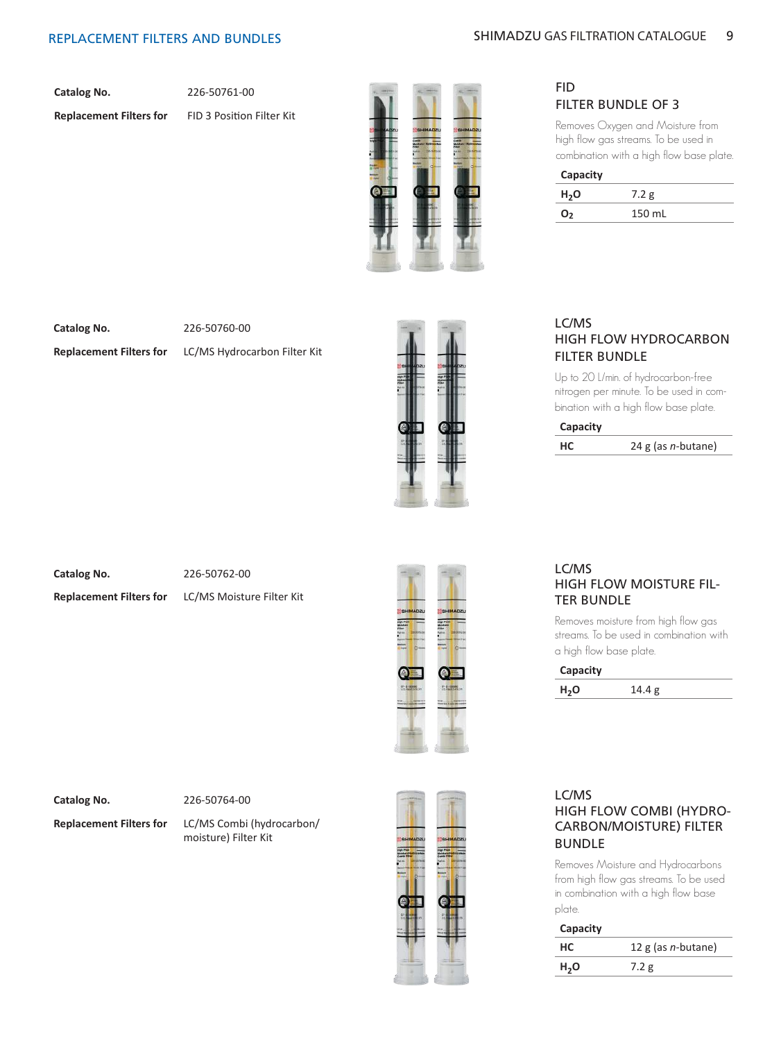## REPLACEMENT FILTERS AND BUNDLES

**Catalog No.** 226-50761-00

**Replacement Filters for** FID 3 Position Filter Kit

### FID FILTER BUNDLE OF 3

Removes Oxygen and Moisture from high flow gas streams. To be used in combination with a high flow base plate.

| Capacity | |
|---|---|
| $H_2O$ | 7.2 g |
| $O_2$ | 150 mL |

**Catalog No.** 226-50760-00

**Replacement Filters for** LC/MS Hydrocarbon Filter Kit

### LC/MS HIGH FLOW HYDROCARBON FILTER BUNDLE

Up to 20 L/min. of hydrocarbon-free nitrogen per minute. To be used in combination with a high flow base plate.

| Capacity | |
|---|---|
| HC | 24 g (as *n*-butane) |

**Catalog No.** 226-50762-00

**Replacement Filters for** LC/MS Moisture Filter Kit

### LC/MS HIGH FLOW MOISTURE FILTER BUNDLE

Removes moisture from high flow gas streams. To be used in combination with a high flow base plate.

| Capacity | |
|---|---|
| $H_2O$ | 14.4 g |

**Catalog No.** 226-50764-00

**Replacement Filters for** LC/MS Combi (hydrocarbon/moisture) Filter Kit

### LC/MS HIGH FLOW COMBI (HYDROCARBON/MOISTURE) FILTER BUNDLE

Removes Moisture and Hydrocarbons from high flow gas streams. To be used in combination with a high flow base plate.

| Capacity | |
|---|---|
| HC | 12 g (as *n*-butane) |
| $H_2O$ | 7.2 g |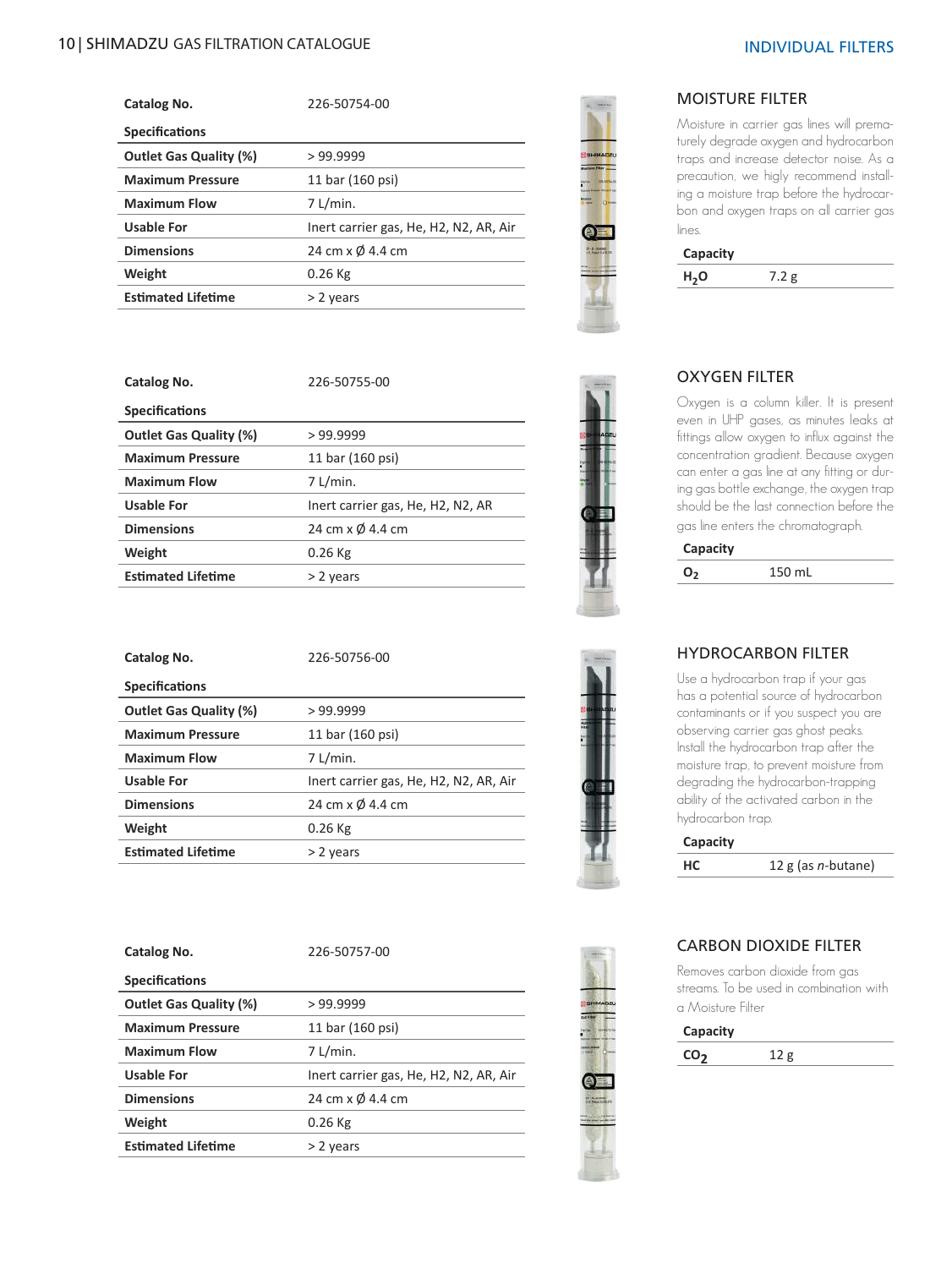## INDIVIDUAL FILTERS

### MOISTURE FILTER

Moisture in carrier gas lines will prematurely degrade oxygen and hydrocarbon traps and increase detector noise. As a precaution, we higly recommend installing a moisture trap before the hydrocarbon and oxygen traps on all carrier gas lines.

| Capacity | |
|---|---|
| $H_2O$ | 7.2 g |

| Catalog No. | 226-50754-00 |
|---|---|
| **Specifications** | |
| **Outlet Gas Quality (%)** | > 99.9999 |
| **Maximum Pressure** | 11 bar (160 psi) |
| **Maximum Flow** | 7 L/min. |
| **Usable For** | Inert carrier gas, He, H2, N2, AR, Air |
| **Dimensions** | 24 cm x Ø 4.4 cm |
| **Weight** | 0.26 Kg |
| **Estimated Lifetime** | > 2 years |

### OXYGEN FILTER

Oxygen is a column killer. It is present even in UHP gases, as minutes leaks at fittings allow oxygen to influx against the concentration gradient. Because oxygen can enter a gas line at any fitting or during gas bottle exchange, the oxygen trap should be the last connection before the gas line enters the chromatograph.

| Capacity | |
|---|---|
| $O_2$ | 150 mL |

| Catalog No. | 226-50755-00 |
|---|---|
| **Specifications** | |
| **Outlet Gas Quality (%)** | > 99.9999 |
| **Maximum Pressure** | 11 bar (160 psi) |
| **Maximum Flow** | 7 L/min. |
| **Usable For** | Inert carrier gas, He, H2, N2, AR |
| **Dimensions** | 24 cm x Ø 4.4 cm |
| **Weight** | 0.26 Kg |
| **Estimated Lifetime** | > 2 years |

### HYDROCARBON FILTER

Use a hydrocarbon trap if your gas has a potential source of hydrocarbon contaminants or if you suspect you are observing carrier gas ghost peaks. Install the hydrocarbon trap after the moisture trap, to prevent moisture from degrading the hydrocarbon-trapping ability of the activated carbon in the hydrocarbon trap.

| Capacity | |
|---|---|
| HC | 12 g (as *n*-butane) |

| Catalog No. | 226-50756-00 |
|---|---|
| **Specifications** | |
| **Outlet Gas Quality (%)** | > 99.9999 |
| **Maximum Pressure** | 11 bar (160 psi) |
| **Maximum Flow** | 7 L/min. |
| **Usable For** | Inert carrier gas, He, H2, N2, AR, Air |
| **Dimensions** | 24 cm x Ø 4.4 cm |
| **Weight** | 0.26 Kg |
| **Estimated Lifetime** | > 2 years |

### CARBON DIOXIDE FILTER

Removes carbon dioxide from gas streams. To be used in combination with a Moisture Filter

| Capacity | |
|---|---|
| $CO_2$ | 12 g |

| Catalog No. | 226-50757-00 |
|---|---|
| **Specifications** | |
| **Outlet Gas Quality (%)** | > 99.9999 |
| **Maximum Pressure** | 11 bar (160 psi) |
| **Maximum Flow** | 7 L/min. |
| **Usable For** | Inert carrier gas, He, H2, N2, AR, Air |
| **Dimensions** | 24 cm x Ø 4.4 cm |
| **Weight** | 0.26 Kg |
| **Estimated Lifetime** | > 2 years |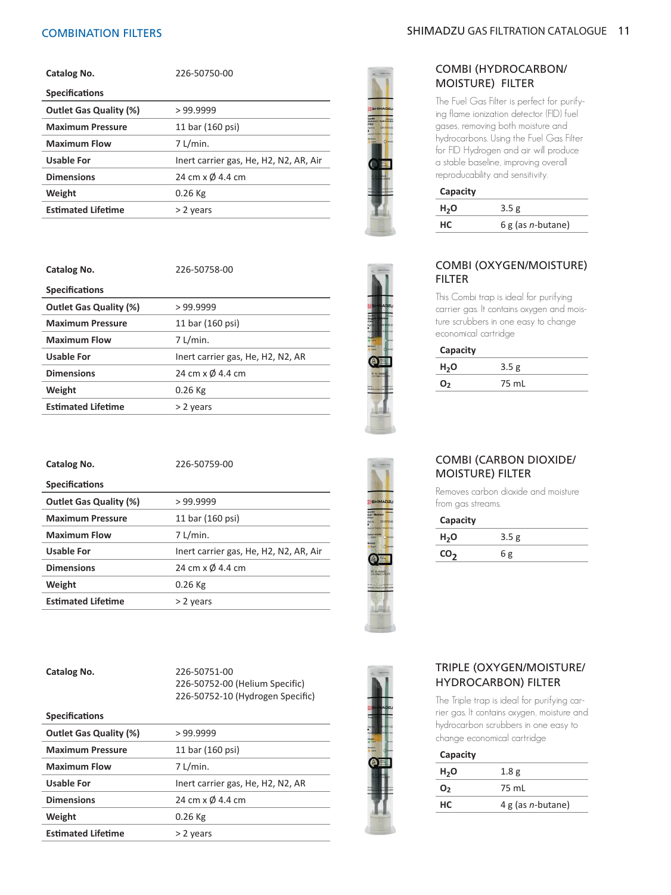# COMBINATION FILTERS

## COMBI (HYDROCARBON/ MOISTURE) FILTER

The Fuel Gas Filter is perfect for purifying flame ionization detector (FID) fuel gases, removing both moisture and hydrocarbons. Using the Fuel Gas Filter for FID Hydrogen and air will produce a stable baseline, improving overall reproducability and sensitivity.

| Capacity | |
|---|---|
| $H_2O$ | 3.5 g |
| HC | 6 g (as *n*-butane) |

| Catalog No. | 226-50750-00 |
|---|---|
| **Specifications** | |
| **Outlet Gas Quality (%)** | > 99.9999 |
| **Maximum Pressure** | 11 bar (160 psi) |
| **Maximum Flow** | 7 L/min. |
| **Usable For** | Inert carrier gas, He, H2, N2, AR, Air |
| **Dimensions** | 24 cm x Ø 4.4 cm |
| **Weight** | 0.26 Kg |
| **Estimated Lifetime** | > 2 years |

## COMBI (OXYGEN/MOISTURE) FILTER

This Combi trap is ideal for purifying carrier gas. It contains oxygen and moisture scrubbers in one easy to change economical cartridge

| Capacity | |
|---|---|
| $H_2O$ | 3.5 g |
| $O_2$ | 75 mL |

| Catalog No. | 226-50758-00 |
|---|---|
| **Specifications** | |
| **Outlet Gas Quality (%)** | > 99.9999 |
| **Maximum Pressure** | 11 bar (160 psi) |
| **Maximum Flow** | 7 L/min. |
| **Usable For** | Inert carrier gas, He, H2, N2, AR |
| **Dimensions** | 24 cm x Ø 4.4 cm |
| **Weight** | 0.26 Kg |
| **Estimated Lifetime** | > 2 years |

## COMBI (CARBON DIOXIDE/ MOISTURE) FILTER

Removes carbon dioxide and moisture from gas streams.

| Capacity | |
|---|---|
| $H_2O$ | 3.5 g |
| $CO_2$ | 6 g |

| Catalog No. | 226-50759-00 |
|---|---|
| **Specifications** | |
| **Outlet Gas Quality (%)** | > 99.9999 |
| **Maximum Pressure** | 11 bar (160 psi) |
| **Maximum Flow** | 7 L/min. |
| **Usable For** | Inert carrier gas, He, H2, N2, AR, Air |
| **Dimensions** | 24 cm x Ø 4.4 cm |
| **Weight** | 0.26 Kg |
| **Estimated Lifetime** | > 2 years |

## TRIPLE (OXYGEN/MOISTURE/ HYDROCARBON) FILTER

The Triple trap is ideal for purifying carrier gas. It contains oxygen, moisture and hydrocarbon scrubbers in one easy to change economical cartridge

| Capacity | |
|---|---|
| $H_2O$ | 1.8 g |
| $O_2$ | 75 mL |
| HC | 4 g (as *n*-butane) |

| Catalog No. | 226-50751-00<br>226-50752-00 (Helium Specific)<br>226-50752-10 (Hydrogen Specific) |
|---|---|
| **Specifications** | |
| **Outlet Gas Quality (%)** | > 99.9999 |
| **Maximum Pressure** | 11 bar (160 psi) |
| **Maximum Flow** | 7 L/min. |
| **Usable For** | Inert carrier gas, He, H2, N2, AR |
| **Dimensions** | 24 cm x Ø 4.4 cm |
| **Weight** | 0.26 Kg |
| **Estimated Lifetime** | > 2 years |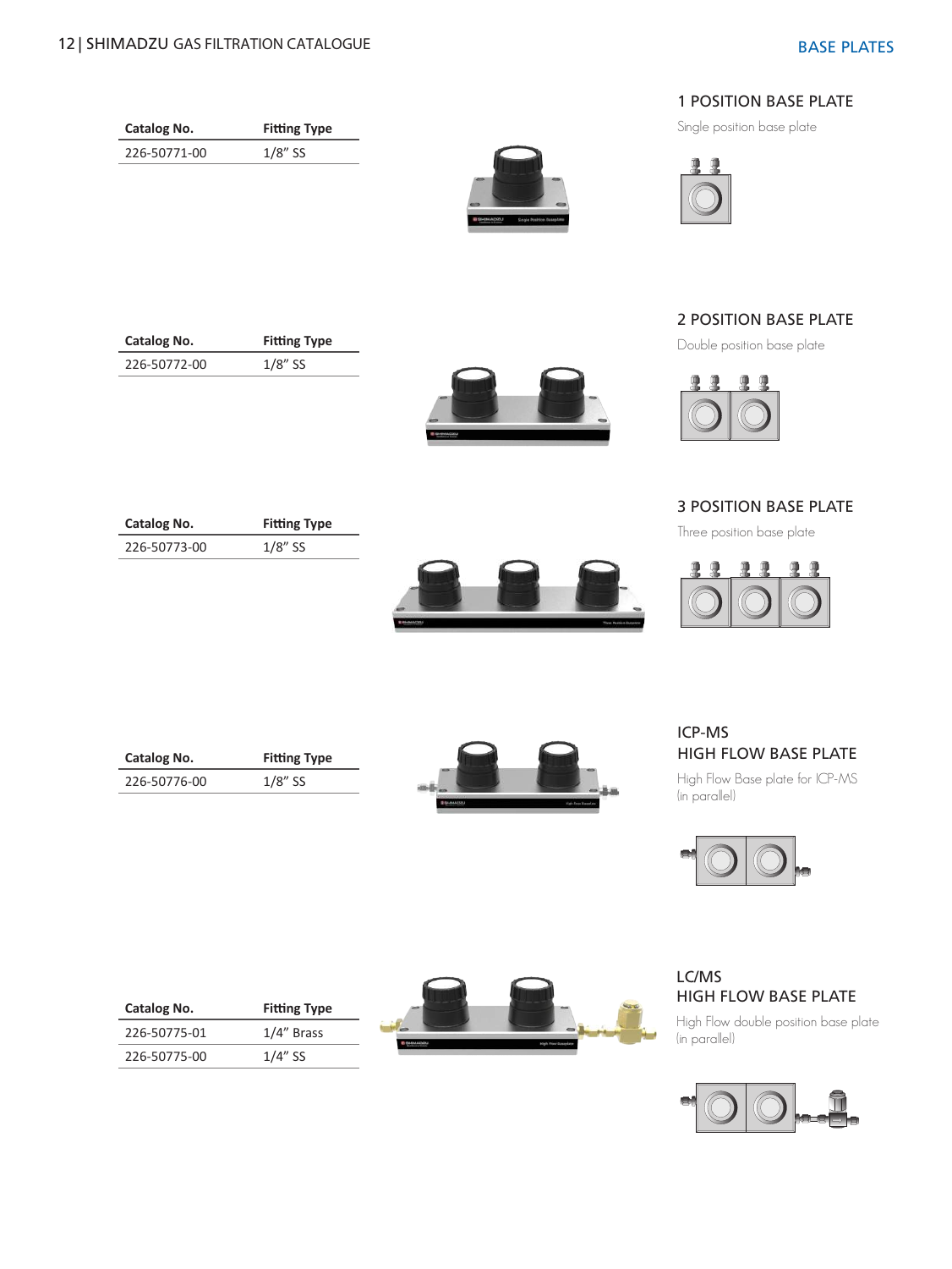## BASE PLATES

### 1 POSITION BASE PLATE

Single position base plate

| Catalog No. | Fitting Type |
| --- | --- |
| 226-50771-00 | 1/8" SS |

### 2 POSITION BASE PLATE

Double position base plate

| Catalog No. | Fitting Type |
| --- | --- |
| 226-50772-00 | 1/8" SS |

### 3 POSITION BASE PLATE

Three position base plate

| Catalog No. | Fitting Type |
| --- | --- |
| 226-50773-00 | 1/8" SS |

### ICP-MS HIGH FLOW BASE PLATE

High Flow Base plate for ICP-MS (in parallel)

| Catalog No. | Fitting Type |
| --- | --- |
| 226-50776-00 | 1/8" SS |

### LC/MS HIGH FLOW BASE PLATE

High Flow double position base plate (in parallel)

| Catalog No. | Fitting Type |
| --- | --- |
| 226-50775-01 | 1/4" Brass |
| 226-50775-00 | 1/4" SS |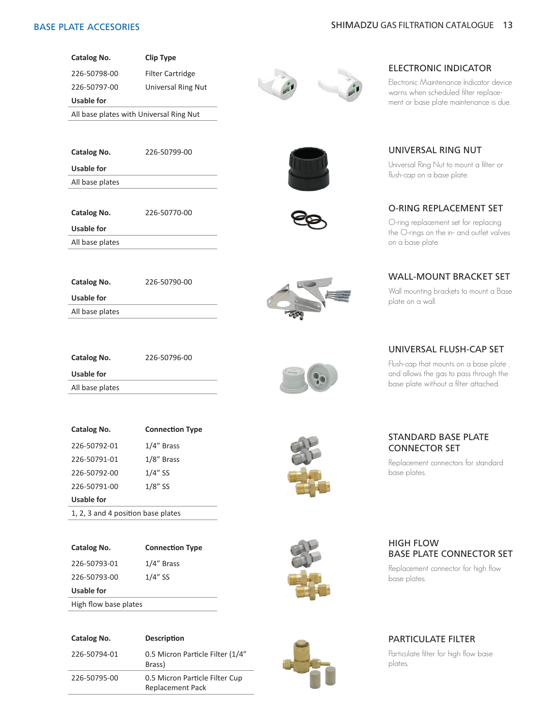## BASE PLATE ACCESORIES

### ELECTRONIC INDICATOR

Electronic Maintenance Indicator device warns when scheduled filter replacement or base plate maintenance is due.

| Catalog No. | Clip Type |
| --- | --- |
| 226-50798-00 | Filter Cartridge |
| 226-50797-00 | Universal Ring Nut |
| **Usable for** | |
| All base plates with Universal Ring Nut | |

### UNIVERSAL RING NUT

Universal Ring Nut to mount a filter or flush-cap on a base plate.

| Catalog No. | 226-50799-00 |
| --- | --- |
| **Usable for** | |
| All base plates | |

### O-RING REPLACEMENT SET

O-ring replacement set for replacing the O-rings on the in- and outlet valves on a base plate.

| Catalog No. | 226-50770-00 |
| --- | --- |
| **Usable for** | |
| All base plates | |

### WALL-MOUNT BRACKET SET

Wall mounting brackets to mount a Base plate on a wall.

| Catalog No. | 226-50790-00 |
| --- | --- |
| **Usable for** | |
| All base plates | |

### UNIVERSAL FLUSH-CAP SET

Flush-cap that mounts on a base plate , and allows the gas to pass through the base plate without a filter attached.

| Catalog No. | 226-50796-00 |
| --- | --- |
| **Usable for** | |
| All base plates | |

### STANDARD BASE PLATE CONNECTOR SET

Replacement connectors for standard base plates.

| Catalog No. | Connection Type |
| --- | --- |
| 226-50792-01 | 1/4" Brass |
| 226-50791-01 | 1/8" Brass |
| 226-50792-00 | 1/4" SS |
| 226-50791-00 | 1/8" SS |
| **Usable for** | |
| 1, 2, 3 and 4 position base plates | |

### HIGH FLOW BASE PLATE CONNECTOR SET

Replacement connector for high flow base plates.

| Catalog No. | Connection Type |
| --- | --- |
| 226-50793-01 | 1/4" Brass |
| 226-50793-00 | 1/4" SS |
| **Usable for** | |
| High flow base plates | |

### PARTICULATE FILTER

Particulate filter for high flow base plates.

| Catalog No. | Description |
| --- | --- |
| 226-50794-01 | 0.5 Micron Particle Filter (1/4" Brass) |
| 226-50795-00 | 0.5 Micron Particle Filter Cup Replacement Pack |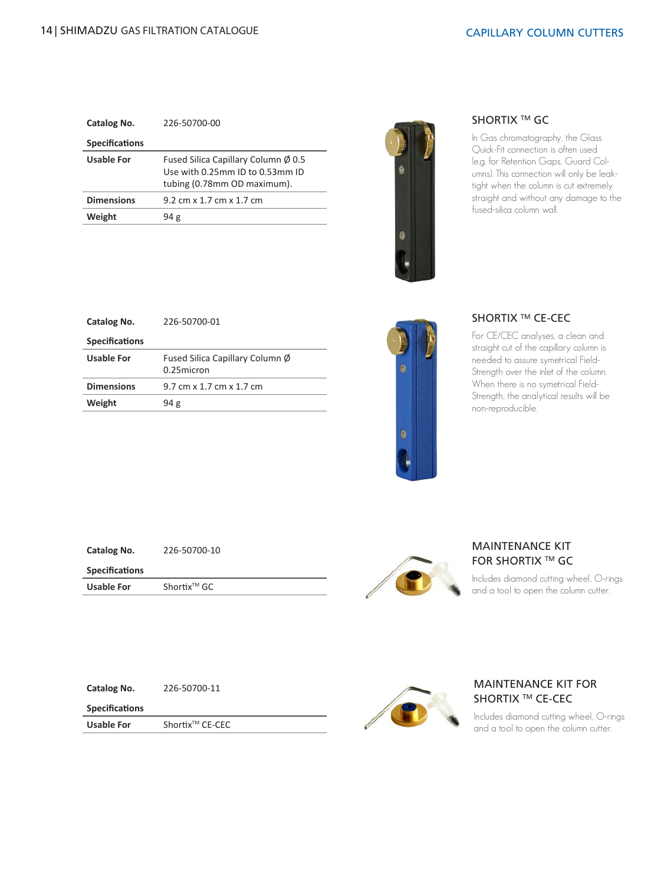## CAPILLARY COLUMN CUTTERS

### SHORTIX ™ GC

In Gas chromatography, the Glass Quick-Fit connection is often used (e.g. for Retention Gaps, Guard Columns). This connection will only be leak-tight when the column is cut extremely straight and without any damage to the fused-silica column wall.

| Catalog No. | 226-50700-00 |
|---|---|
| **Specifications** | |
| **Usable For** | Fused Silica Capillary Column Ø 0.5 Use with 0.25mm ID to 0.53mm ID tubing (0.78mm OD maximum). |
| **Dimensions** | 9.2 cm x 1.7 cm x 1.7 cm |
| **Weight** | 94 g |

### SHORTIX ™ CE-CEC

For CE/CEC analyses, a clean and straight cut of the capillary column is needed to assure symetrical Field-Strength over the inlet of the column. When there is no symetrical Field-Strength, the analytical results will be non-reproducible.

| Catalog No. | 226-50700-01 |
|---|---|
| **Specifications** | |
| **Usable For** | Fused Silica Capillary Column Ø 0.25micron |
| **Dimensions** | 9.7 cm x 1.7 cm x 1.7 cm |
| **Weight** | 94 g |

### MAINTENANCE KIT FOR SHORTIX ™ GC

Includes diamond cutting wheel, O-rings and a tool to open the column cutter.

| Catalog No. | 226-50700-10 |
|---|---|
| **Specifications** | |
| **Usable For** | Shortix™ GC |

### MAINTENANCE KIT FOR SHORTIX ™ CE-CEC

Includes diamond cutting wheel, O-rings and a tool to open the column cutter.

| Catalog No. | 226-50700-11 |
|---|---|
| **Specifications** | |
| **Usable For** | Shortix™ CE-CEC |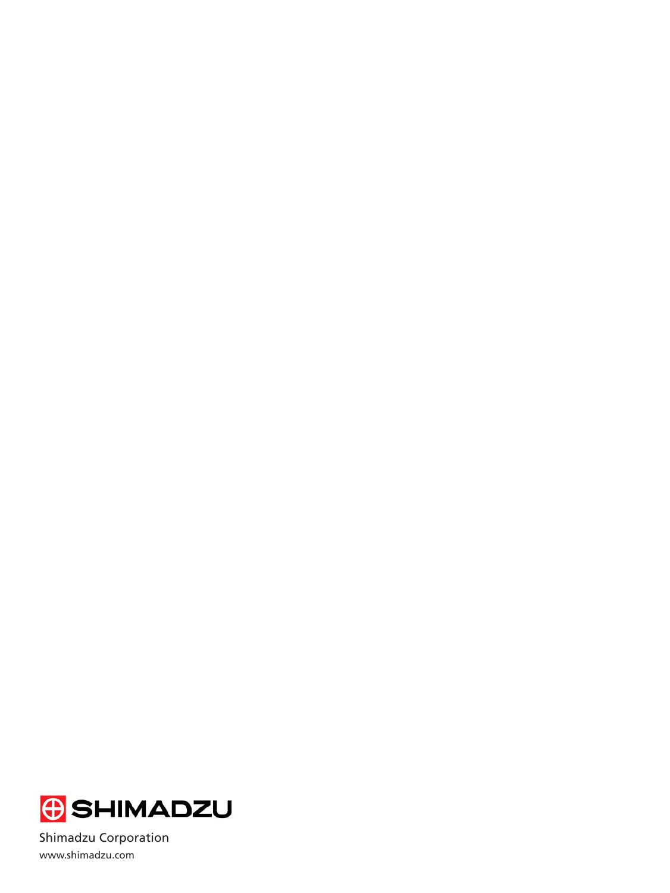SHIMADZU

Shimadzu Corporation

www.shimadzu.com